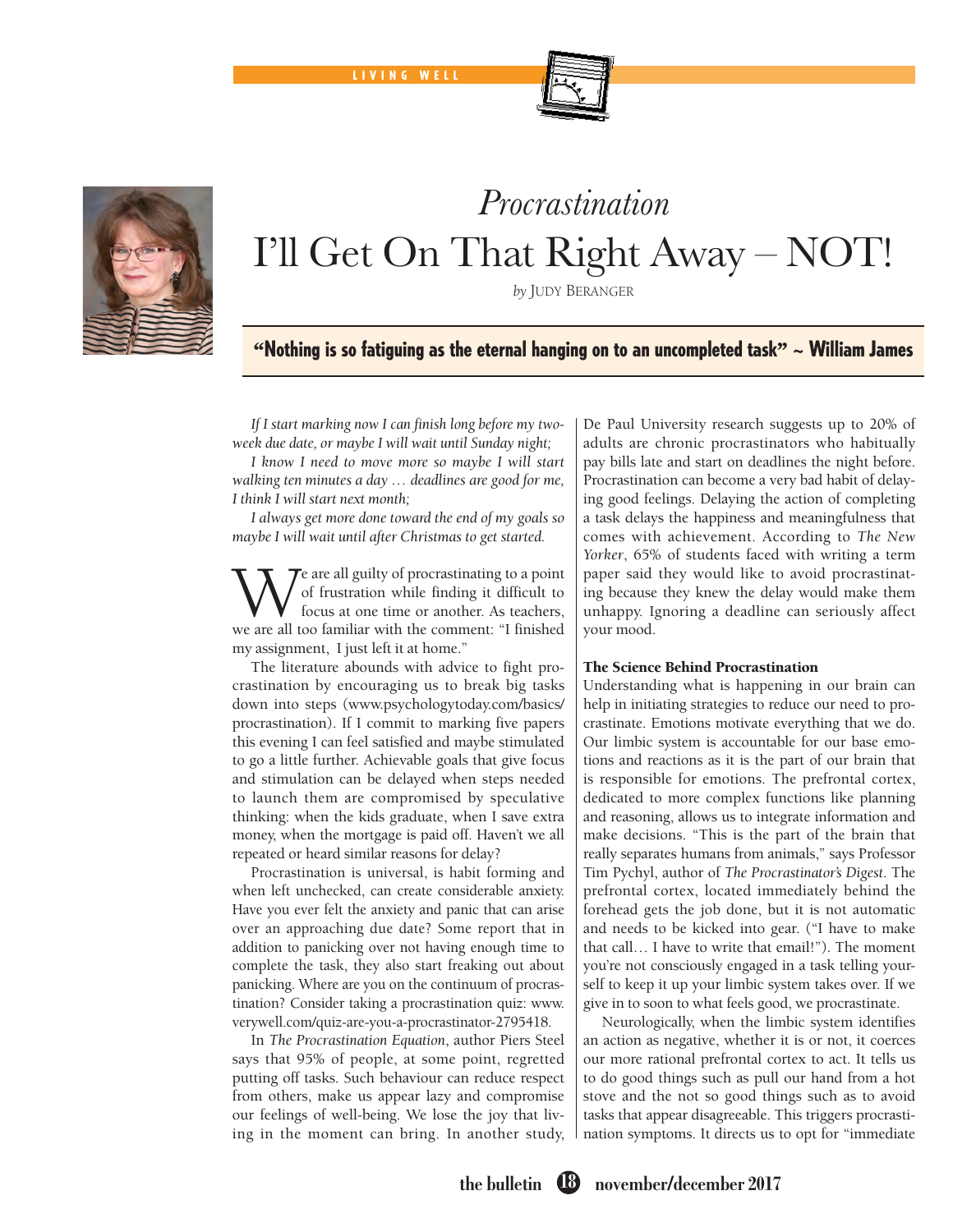# Procrastination

# I'll Get On That Right Away – NOT!

*by* Judy Beranger

**"Nothing is so fatiguing as the eternal hanging on to an uncompleted task" ~ William James**

*If I start marking now I can finish long before my two-week due date, or maybe I will wait until Sunday night;*

*I know I need to move more so maybe I will start walking ten minutes a day … deadlines are good for me, I think I will start next month;*

*I always get more done toward the end of my goals so maybe I will wait until after Christmas to get started.*

We are all guilty of procrastinating to a point of frustration while finding it difficult to focus at one time or another. As teachers, we are all too familiar with the comment: "I finished my assignment, I just left it at home."

The literature abounds with advice to fight procrastination by encouraging us to break big tasks down into steps (www.psychologytoday.com/basics/procrastination). If I commit to marking five papers this evening I can feel satisfied and maybe stimulated to go a little further. Achievable goals that give focus and stimulation can be delayed when steps needed to launch them are compromised by speculative thinking: when the kids graduate, when I save extra money, when the mortgage is paid off. Haven't we all repeated or heard similar reasons for delay?

Procrastination is universal, is habit forming and when left unchecked, can create considerable anxiety. Have you ever felt the anxiety and panic that can arise over an approaching due date? Some report that in addition to panicking over not having enough time to complete the task, they also start freaking out about panicking. Where are you on the continuum of procrastination? Consider taking a procrastination quiz: www.verywell.com/quiz-are-you-a-procrastinator-2795418.

In *The Procrastination Equation*, author Piers Steel says that 95% of people, at some point, regretted putting off tasks. Such behaviour can reduce respect from others, make us appear lazy and compromise our feelings of well-being. We lose the joy that living in the moment can bring. In another study, De Paul University research suggests up to 20% of adults are chronic procrastinators who habitually pay bills late and start on deadlines the night before. Procrastination can become a very bad habit of delaying good feelings. Delaying the action of completing a task delays the happiness and meaningfulness that comes with achievement. According to *The New Yorker*, 65% of students faced with writing a term paper said they would like to avoid procrastinating because they knew the delay would make them unhappy. Ignoring a deadline can seriously affect your mood.

**The Science Behind Procrastination**

Understanding what is happening in our brain can help in initiating strategies to reduce our need to procrastinate. Emotions motivate everything that we do. Our limbic system is accountable for our base emotions and reactions as it is the part of our brain that is responsible for emotions. The prefrontal cortex, dedicated to more complex functions like planning and reasoning, allows us to integrate information and make decisions. "This is the part of the brain that really separates humans from animals," says Professor Tim Pychyl, author of *The Procrastinator's Digest*. The prefrontal cortex, located immediately behind the forehead gets the job done, but it is not automatic and needs to be kicked into gear. ("I have to make that call… I have to write that email!"). The moment you're not consciously engaged in a task telling yourself to keep it up your limbic system takes over. If we give in to soon to what feels good, we procrastinate.

Neurologically, when the limbic system identifies an action as negative, whether it is or not, it coerces our more rational prefrontal cortex to act. It tells us to do good things such as pull our hand from a hot stove and the not so good things such as to avoid tasks that appear disagreeable. This triggers procrastination symptoms. It directs us to opt for "immediate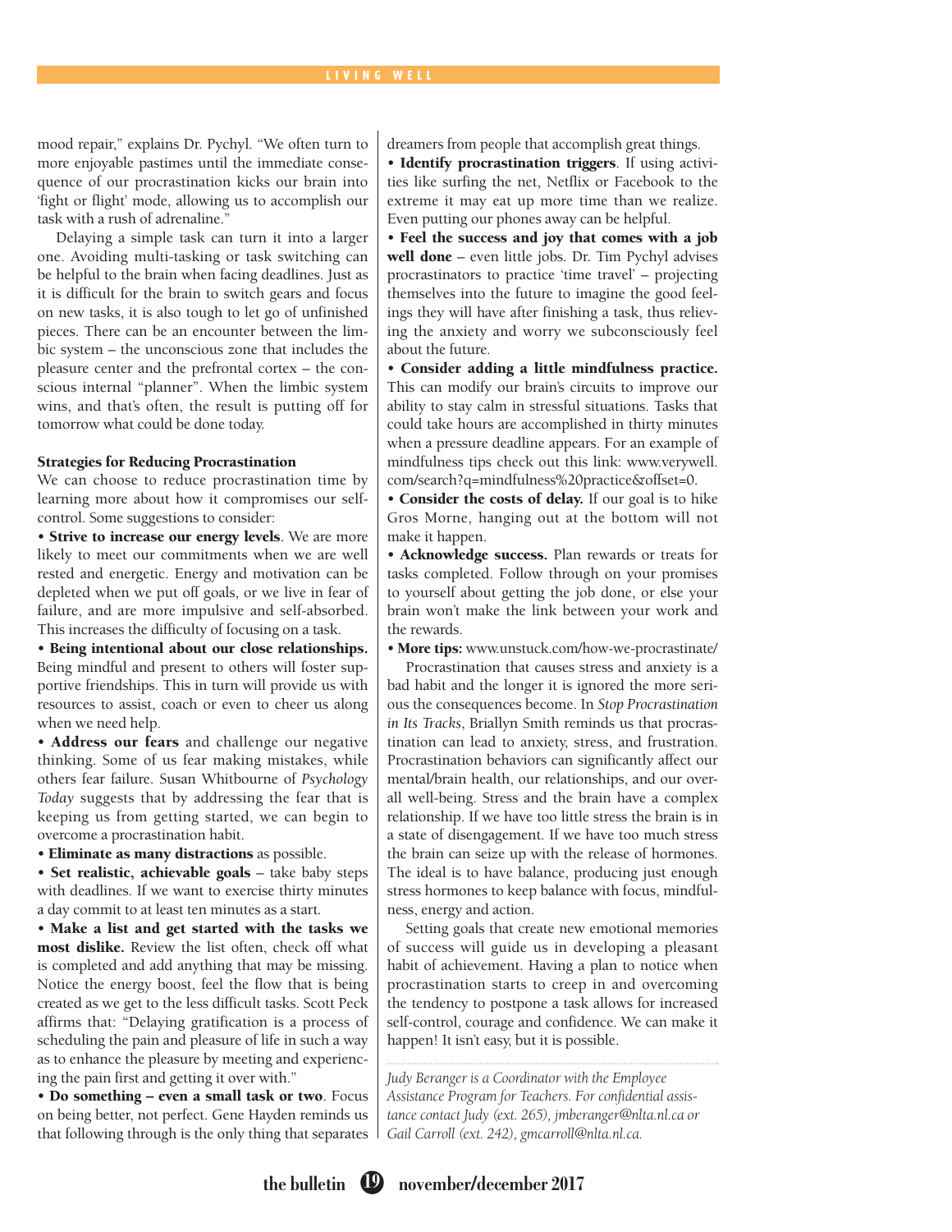mood repair," explains Dr. Pychyl. "We often turn to more enjoyable pastimes until the immediate consequence of our procrastination kicks our brain into 'fight or flight' mode, allowing us to accomplish our task with a rush of adrenaline."

Delaying a simple task can turn it into a larger one. Avoiding multi-tasking or task switching can be helpful to the brain when facing deadlines. Just as it is difficult for the brain to switch gears and focus on new tasks, it is also tough to let go of unfinished pieces. There can be an encounter between the limbic system – the unconscious zone that includes the pleasure center and the prefrontal cortex – the conscious internal "planner". When the limbic system wins, and that's often, the result is putting off for tomorrow what could be done today.

**Strategies for Reducing Procrastination**

We can choose to reduce procrastination time by learning more about how it compromises our self-control. Some suggestions to consider:

- **Strive to increase our energy levels**. We are more likely to meet our commitments when we are well rested and energetic. Energy and motivation can be depleted when we put off goals, or we live in fear of failure, and are more impulsive and self-absorbed. This increases the difficulty of focusing on a task.
- **Being intentional about our close relationships.** Being mindful and present to others will foster supportive friendships. This in turn will provide us with resources to assist, coach or even to cheer us along when we need help.
- **Address our fears** and challenge our negative thinking. Some of us fear making mistakes, while others fear failure. Susan Whitbourne of *Psychology Today* suggests that by addressing the fear that is keeping us from getting started, we can begin to overcome a procrastination habit.
- **Eliminate as many distractions** as possible.
- **Set realistic, achievable goals** – take baby steps with deadlines. If we want to exercise thirty minutes a day commit to at least ten minutes as a start.
- **Make a list and get started with the tasks we most dislike.** Review the list often, check off what is completed and add anything that may be missing. Notice the energy boost, feel the flow that is being created as we get to the less difficult tasks. Scott Peck affirms that: "Delaying gratification is a process of scheduling the pain and pleasure of life in such a way as to enhance the pleasure by meeting and experiencing the pain first and getting it over with."
- **Do something – even a small task or two**. Focus on being better, not perfect. Gene Hayden reminds us that following through is the only thing that separates dreamers from people that accomplish great things.
- **Identify procrastination triggers**. If using activities like surfing the net, Netflix or Facebook to the extreme it may eat up more time than we realize. Even putting our phones away can be helpful.
- **Feel the success and joy that comes with a job well done** – even little jobs. Dr. Tim Pychyl advises procrastinators to practice 'time travel' – projecting themselves into the future to imagine the good feelings they will have after finishing a task, thus relieving the anxiety and worry we subconsciously feel about the future.
- **Consider adding a little mindfulness practice.** This can modify our brain's circuits to improve our ability to stay calm in stressful situations. Tasks that could take hours are accomplished in thirty minutes when a pressure deadline appears. For an example of mindfulness tips check out this link: www.verywell.com/search?q=mindfulness%20practice&offset=0.
- **Consider the costs of delay.** If our goal is to hike Gros Morne, hanging out at the bottom will not make it happen.
- **Acknowledge success.** Plan rewards or treats for tasks completed. Follow through on your promises to yourself about getting the job done, or else your brain won't make the link between your work and the rewards.
- **More tips:** www.unstuck.com/how-we-procrastinate/

Procrastination that causes stress and anxiety is a bad habit and the longer it is ignored the more serious the consequences become. In *Stop Procrastination in Its Tracks*, Briallyn Smith reminds us that procrastination can lead to anxiety, stress, and frustration. Procrastination behaviors can significantly affect our mental/brain health, our relationships, and our overall well-being. Stress and the brain have a complex relationship. If we have too little stress the brain is in a state of disengagement. If we have too much stress the brain can seize up with the release of hormones. The ideal is to have balance, producing just enough stress hormones to keep balance with focus, mindfulness, energy and action.

Setting goals that create new emotional memories of success will guide us in developing a pleasant habit of achievement. Having a plan to notice when procrastination starts to creep in and overcoming the tendency to postpone a task allows for increased self-control, courage and confidence. We can make it happen! It isn't easy, but it is possible.

*Judy Beranger is a Coordinator with the Employee Assistance Program for Teachers. For confidential assistance contact Judy (ext. 265), jmberanger@nlta.nl.ca or Gail Carroll (ext. 242), gmcarroll@nlta.nl.ca.*